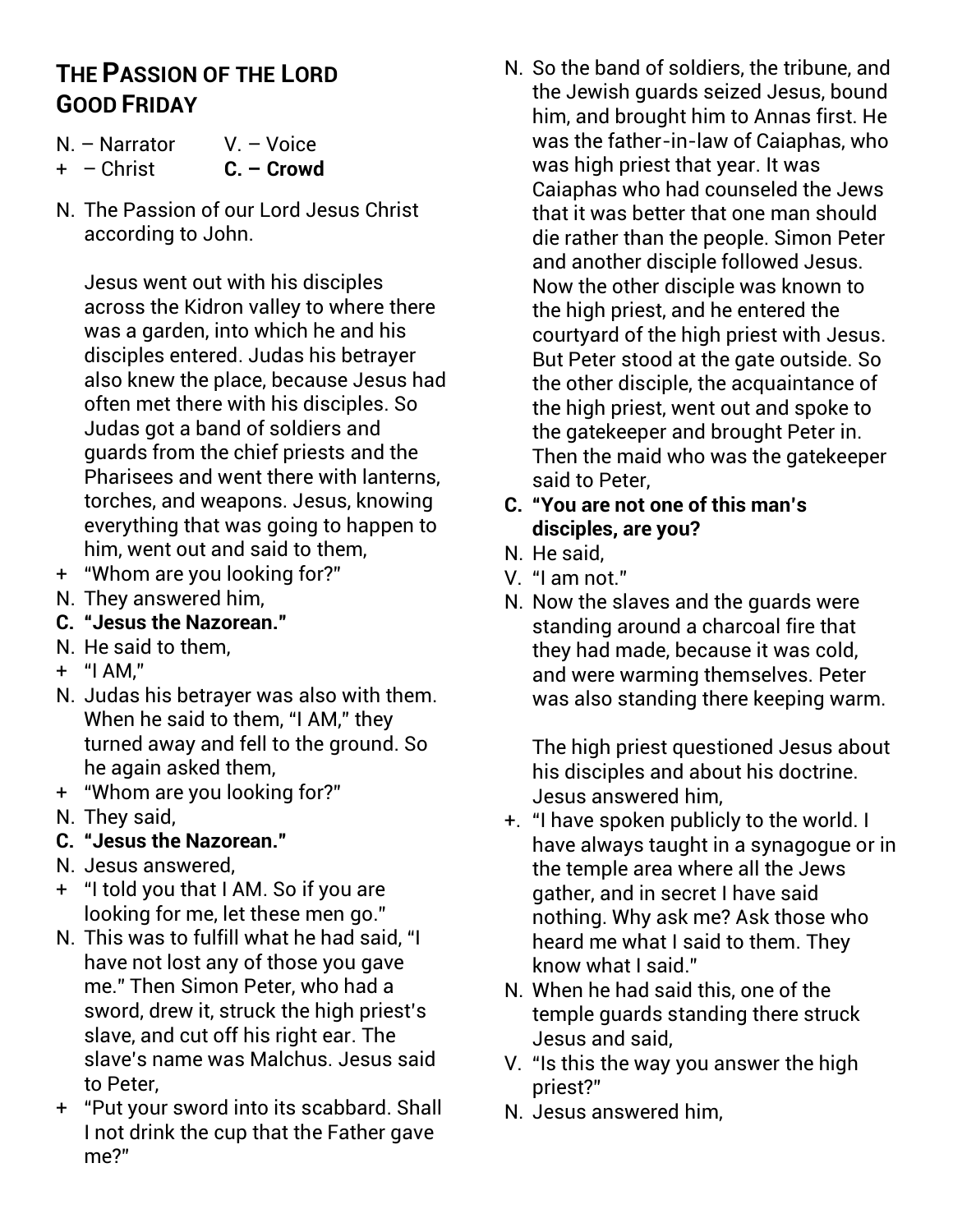# THE PASSION OF THE LORD
# GOOD FRIDAY

N. – Narrator V. – Voice
\+ – Christ **C. – Crowd**

N. The Passion of our Lord Jesus Christ according to John.

Jesus went out with his disciples across the Kidron valley to where there was a garden, into which he and his disciples entered. Judas his betrayer also knew the place, because Jesus had often met there with his disciples. So Judas got a band of soldiers and guards from the chief priests and the Pharisees and went there with lanterns, torches, and weapons. Jesus, knowing everything that was going to happen to him, went out and said to them,

\+ "Whom are you looking for?"

N. They answered him,

**C. "Jesus the Nazorean."**

N. He said to them,

\+ "I AM,"

N. Judas his betrayer was also with them. When he said to them, "I AM," they turned away and fell to the ground. So he again asked them,

\+ "Whom are you looking for?"

N. They said,

**C. "Jesus the Nazorean."**

N. Jesus answered,

\+ "I told you that I AM. So if you are looking for me, let these men go."

N. This was to fulfill what he had said, "I have not lost any of those you gave me." Then Simon Peter, who had a sword, drew it, struck the high priest's slave, and cut off his right ear. The slave's name was Malchus. Jesus said to Peter,

\+ "Put your sword into its scabbard. Shall I not drink the cup that the Father gave me?"

N. So the band of soldiers, the tribune, and the Jewish guards seized Jesus, bound him, and brought him to Annas first. He was the father-in-law of Caiaphas, who was high priest that year. It was Caiaphas who had counseled the Jews that it was better that one man should die rather than the people. Simon Peter and another disciple followed Jesus. Now the other disciple was known to the high priest, and he entered the courtyard of the high priest with Jesus. But Peter stood at the gate outside. So the other disciple, the acquaintance of the high priest, went out and spoke to the gatekeeper and brought Peter in. Then the maid who was the gatekeeper said to Peter,

**C. "You are not one of this man's disciples, are you?**

N. He said,

V. "I am not."

N. Now the slaves and the guards were standing around a charcoal fire that they had made, because it was cold, and were warming themselves. Peter was also standing there keeping warm.

The high priest questioned Jesus about his disciples and about his doctrine. Jesus answered him,

+. "I have spoken publicly to the world. I have always taught in a synagogue or in the temple area where all the Jews gather, and in secret I have said nothing. Why ask me? Ask those who heard me what I said to them. They know what I said."

N. When he had said this, one of the temple guards standing there struck Jesus and said,

V. "Is this the way you answer the high priest?"

N. Jesus answered him,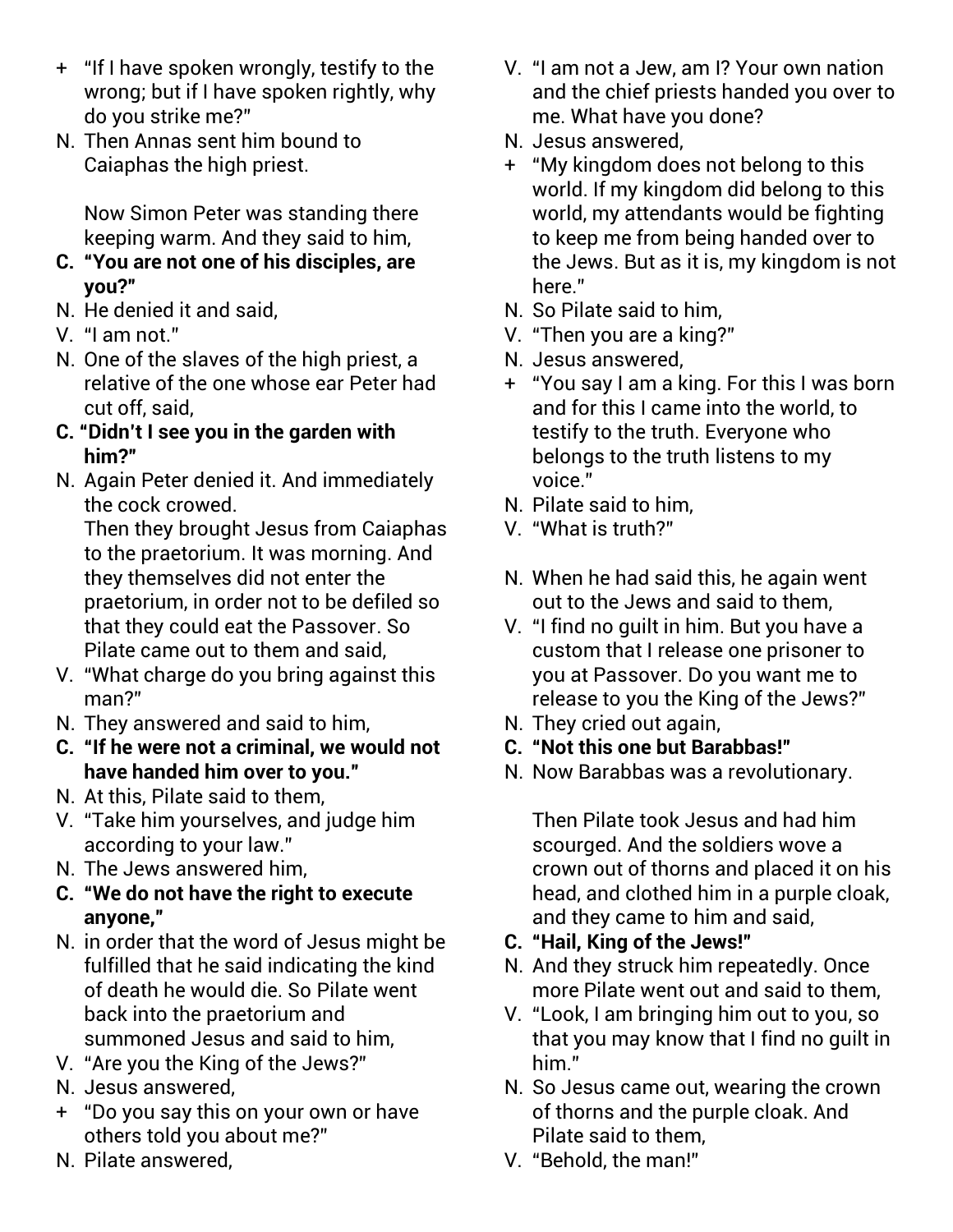+ "If I have spoken wrongly, testify to the wrong; but if I have spoken rightly, why do you strike me?"

N. Then Annas sent him bound to Caiaphas the high priest.

Now Simon Peter was standing there keeping warm. And they said to him,

**C. "You are not one of his disciples, are you?"**

N. He denied it and said,

V. "I am not."

N. One of the slaves of the high priest, a relative of the one whose ear Peter had cut off, said,

**C. "Didn't I see you in the garden with him?"**

N. Again Peter denied it. And immediately the cock crowed.
Then they brought Jesus from Caiaphas to the praetorium. It was morning. And they themselves did not enter the praetorium, in order not to be defiled so that they could eat the Passover. So Pilate came out to them and said,

V. "What charge do you bring against this man?"

N. They answered and said to him,

**C. "If he were not a criminal, we would not have handed him over to you."**

N. At this, Pilate said to them,

V. "Take him yourselves, and judge him according to your law."

N. The Jews answered him,

**C. "We do not have the right to execute anyone,"**

N. in order that the word of Jesus might be fulfilled that he said indicating the kind of death he would die. So Pilate went back into the praetorium and summoned Jesus and said to him,

V. "Are you the King of the Jews?"

N. Jesus answered,

+ "Do you say this on your own or have others told you about me?"

N. Pilate answered,

V. "I am not a Jew, am I? Your own nation and the chief priests handed you over to me. What have you done?

N. Jesus answered,

+ "My kingdom does not belong to this world. If my kingdom did belong to this world, my attendants would be fighting to keep me from being handed over to the Jews. But as it is, my kingdom is not here."

N. So Pilate said to him,

V. "Then you are a king?"

N. Jesus answered,

+ "You say I am a king. For this I was born and for this I came into the world, to testify to the truth. Everyone who belongs to the truth listens to my voice."

N. Pilate said to him,

V. "What is truth?"

N. When he had said this, he again went out to the Jews and said to them,

V. "I find no guilt in him. But you have a custom that I release one prisoner to you at Passover. Do you want me to release to you the King of the Jews?"

N. They cried out again,

**C. "Not this one but Barabbas!"**

N. Now Barabbas was a revolutionary.

Then Pilate took Jesus and had him scourged. And the soldiers wove a crown out of thorns and placed it on his head, and clothed him in a purple cloak, and they came to him and said,

**C. "Hail, King of the Jews!"**

N. And they struck him repeatedly. Once more Pilate went out and said to them,

V. "Look, I am bringing him out to you, so that you may know that I find no guilt in him."

N. So Jesus came out, wearing the crown of thorns and the purple cloak. And Pilate said to them,

V. "Behold, the man!"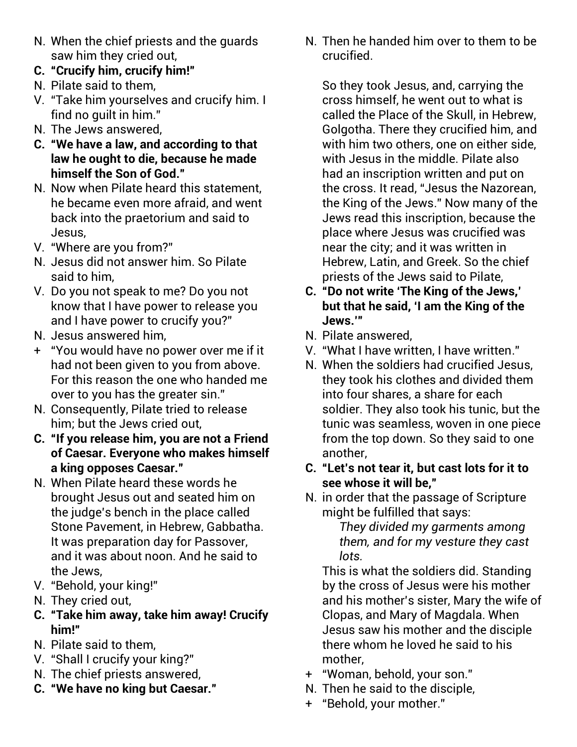N. When the chief priests and the guards saw him they cried out,

**C. "Crucify him, crucify him!"**

N. Pilate said to them,

V. "Take him yourselves and crucify him. I find no guilt in him."

N. The Jews answered,

**C. "We have a law, and according to that law he ought to die, because he made himself the Son of God."**

N. Now when Pilate heard this statement, he became even more afraid, and went back into the praetorium and said to Jesus,

V. "Where are you from?"

N. Jesus did not answer him. So Pilate said to him,

V. Do you not speak to me? Do you not know that I have power to release you and I have power to crucify you?"

N. Jesus answered him,

\+ "You would have no power over me if it had not been given to you from above. For this reason the one who handed me over to you has the greater sin."

N. Consequently, Pilate tried to release him; but the Jews cried out,

**C. "If you release him, you are not a Friend of Caesar. Everyone who makes himself a king opposes Caesar."**

N. When Pilate heard these words he brought Jesus out and seated him on the judge's bench in the place called Stone Pavement, in Hebrew, Gabbatha. It was preparation day for Passover, and it was about noon. And he said to the Jews,

V. "Behold, your king!"

N. They cried out,

**C. "Take him away, take him away! Crucify him!"**

N. Pilate said to them,

V. "Shall I crucify your king?"

N. The chief priests answered,

**C. "We have no king but Caesar."**

N. Then he handed him over to them to be crucified.

So they took Jesus, and, carrying the cross himself, he went out to what is called the Place of the Skull, in Hebrew, Golgotha. There they crucified him, and with him two others, one on either side, with Jesus in the middle. Pilate also had an inscription written and put on the cross. It read, "Jesus the Nazorean, the King of the Jews." Now many of the Jews read this inscription, because the place where Jesus was crucified was near the city; and it was written in Hebrew, Latin, and Greek. So the chief priests of the Jews said to Pilate,

**C. "Do not write 'The King of the Jews,' but that he said, 'I am the King of the Jews.'"**

N. Pilate answered,

V. "What I have written, I have written."

N. When the soldiers had crucified Jesus, they took his clothes and divided them into four shares, a share for each soldier. They also took his tunic, but the tunic was seamless, woven in one piece from the top down. So they said to one another,

**C. "Let's not tear it, but cast lots for it to see whose it will be,"**

N. in order that the passage of Scripture might be fulfilled that says:

*They divided my garments among them, and for my vesture they cast lots.*

This is what the soldiers did. Standing by the cross of Jesus were his mother and his mother's sister, Mary the wife of Clopas, and Mary of Magdala. When Jesus saw his mother and the disciple there whom he loved he said to his mother,

\+ "Woman, behold, your son."

N. Then he said to the disciple,

\+ "Behold, your mother."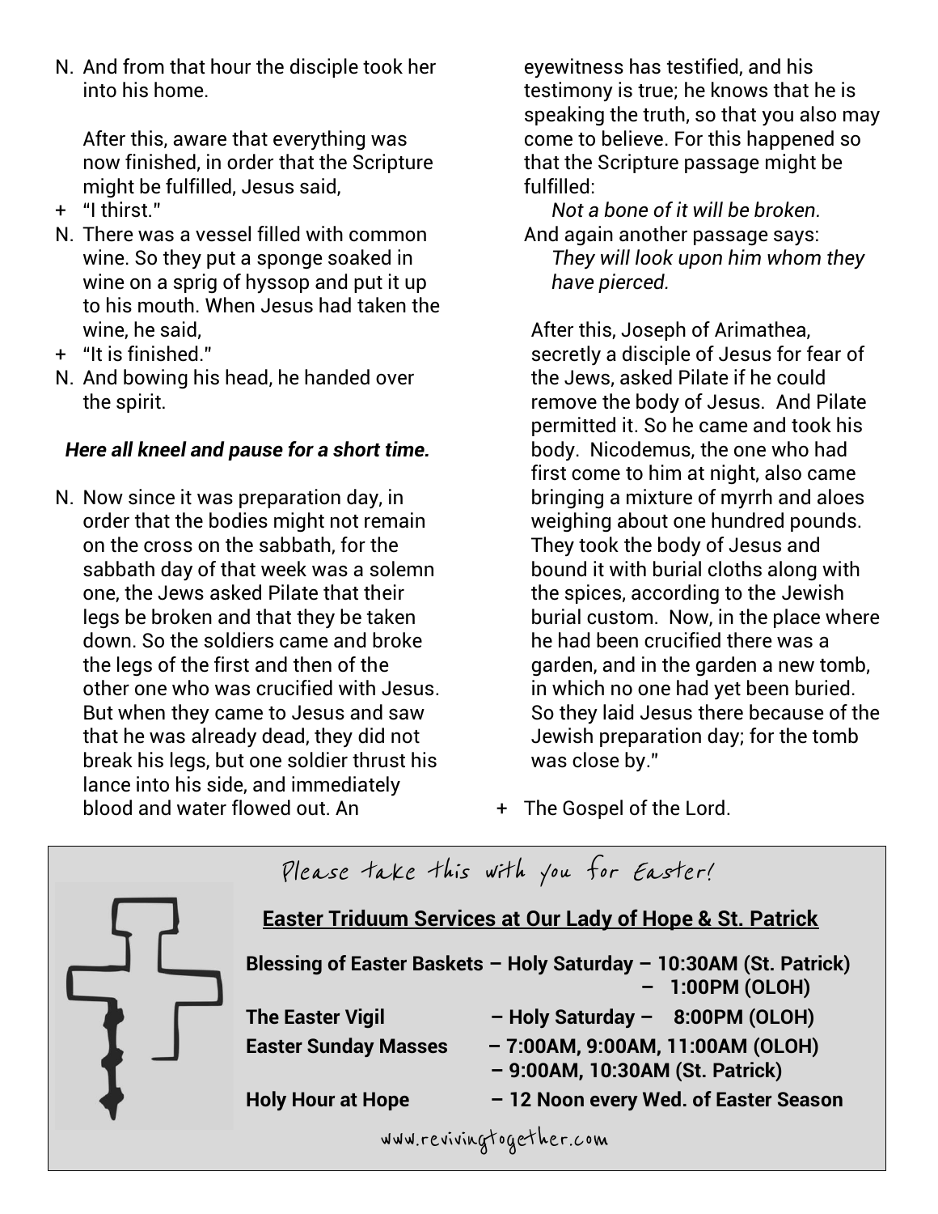N. And from that hour the disciple took her into his home.

After this, aware that everything was now finished, in order that the Scripture might be fulfilled, Jesus said,

\+ "I thirst."

N. There was a vessel filled with common wine. So they put a sponge soaked in wine on a sprig of hyssop and put it up to his mouth. When Jesus had taken the wine, he said,

\+ "It is finished."

N. And bowing his head, he handed over the spirit.

***Here all kneel and pause for a short time.***

N. Now since it was preparation day, in order that the bodies might not remain on the cross on the sabbath, for the sabbath day of that week was a solemn one, the Jews asked Pilate that their legs be broken and that they be taken down. So the soldiers came and broke the legs of the first and then of the other one who was crucified with Jesus. But when they came to Jesus and saw that he was already dead, they did not break his legs, but one soldier thrust his lance into his side, and immediately blood and water flowed out. An eyewitness has testified, and his testimony is true; he knows that he is speaking the truth, so that you also may come to believe. For this happened so that the Scripture passage might be fulfilled:

*Not a bone of it will be broken.*

And again another passage says:

*They will look upon him whom they have pierced.*

After this, Joseph of Arimathea, secretly a disciple of Jesus for fear of the Jews, asked Pilate if he could remove the body of Jesus. And Pilate permitted it. So he came and took his body. Nicodemus, the one who had first come to him at night, also came bringing a mixture of myrrh and aloes weighing about one hundred pounds. They took the body of Jesus and bound it with burial cloths along with the spices, according to the Jewish burial custom. Now, in the place where he had been crucified there was a garden, and in the garden a new tomb, in which no one had yet been buried. So they laid Jesus there because of the Jewish preparation day; for the tomb was close by."

\+ The Gospel of the Lord.

---

Please take this with you for Easter!

**Easter Triduum Services at Our Lady of Hope & St. Patrick**

**Blessing of Easter Baskets – Holy Saturday – 10:30AM (St. Patrick)**
**– 1:00PM (OLOH)**

**The Easter Vigil – Holy Saturday – 8:00PM (OLOH)**

**Easter Sunday Masses – 7:00AM, 9:00AM, 11:00AM (OLOH)**
**– 9:00AM, 10:30AM (St. Patrick)**

**Holy Hour at Hope – 12 Noon every Wed. of Easter Season**

www.revivingtogether.com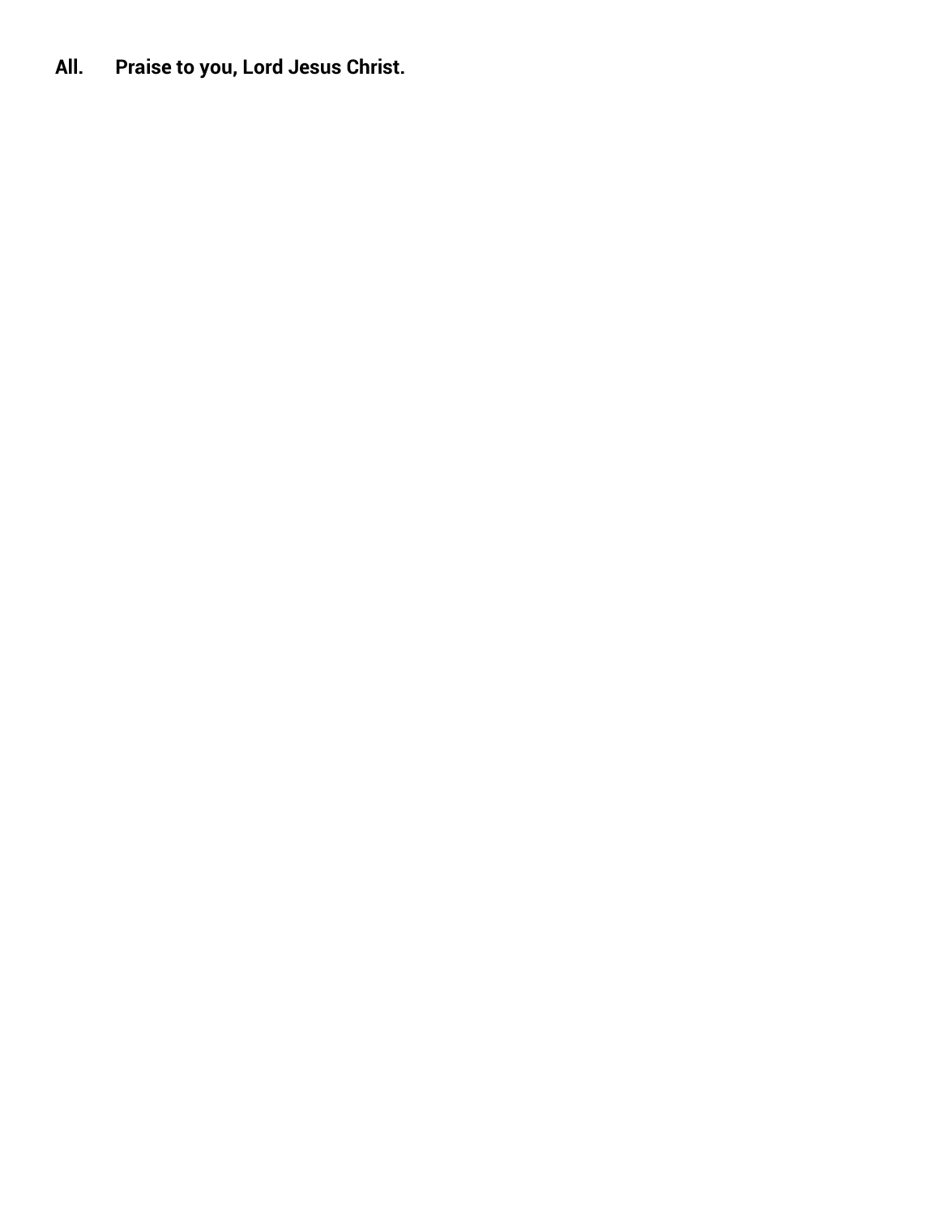**All.	Praise to you, Lord Jesus Christ.**